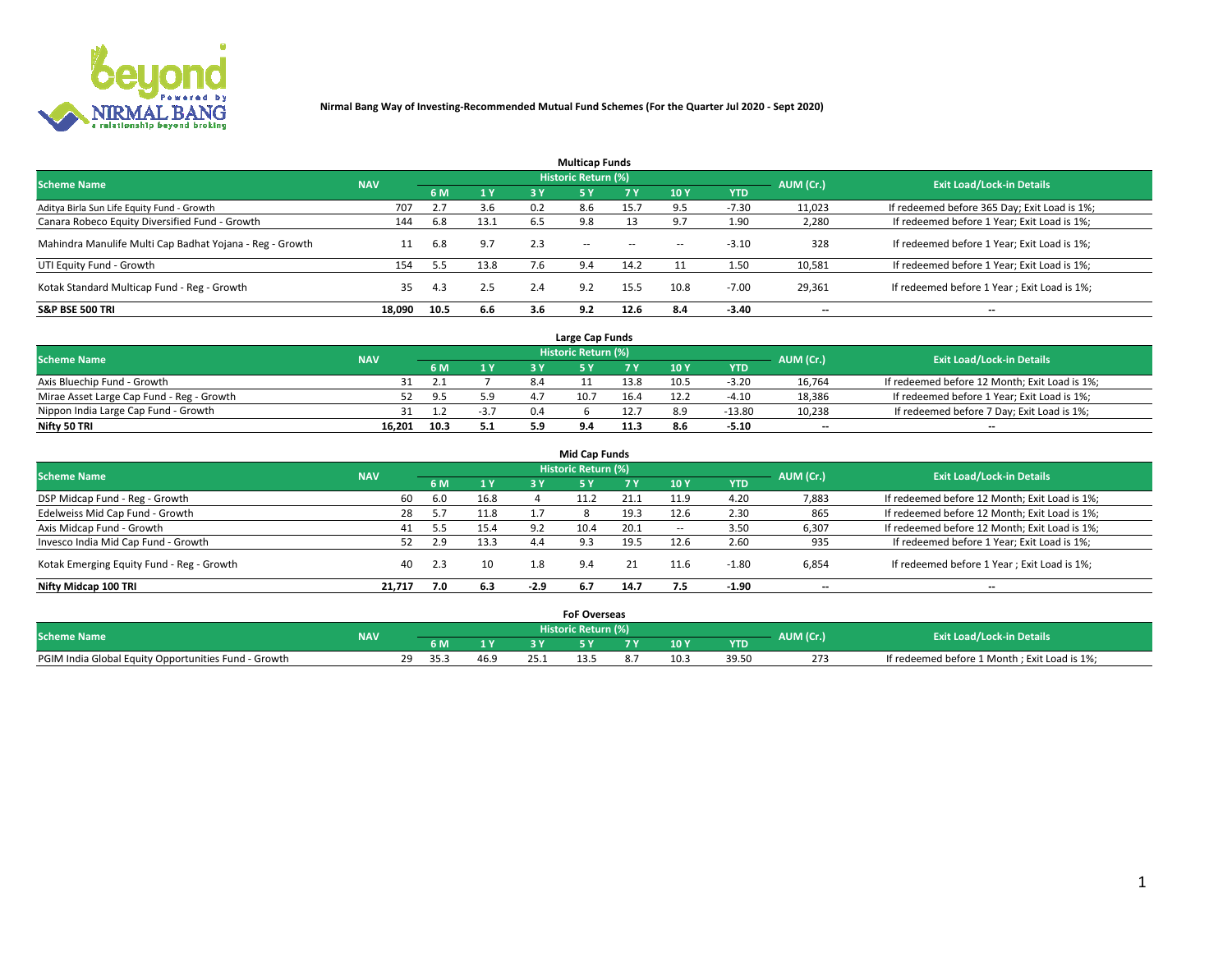**Nirmal Bang Way of Investing-Recommended Mutual Fund Schemes (For the Quarter Jul 2020 - Sept 2020)**

## Multicap Funds

| Scheme Name | NAV | Historic Return (%) | | | | | | | AUM (Cr.) | Exit Load/Lock-in Details |
|---|---|---|---|---|---|---|---|---|---|---|
| | | 6 M | 1 Y | 3 Y | 5 Y | 7 Y | 10 Y | YTD | | |
| Aditya Birla Sun Life Equity Fund - Growth | 707 | 2.7 | 3.6 | 0.2 | 8.6 | 15.7 | 9.5 | -7.30 | 11,023 | If redeemed before 365 Day; Exit Load is 1%; |
| Canara Robeco Equity Diversified Fund - Growth | 144 | 6.8 | 13.1 | 6.5 | 9.8 | 13 | 9.7 | 1.90 | 2,280 | If redeemed before 1 Year; Exit Load is 1%; |
| Mahindra Manulife Multi Cap Badhat Yojana - Reg - Growth | 11 | 6.8 | 9.7 | 2.3 | -- | -- | -- | -3.10 | 328 | If redeemed before 1 Year; Exit Load is 1%; |
| UTI Equity Fund - Growth | 154 | 5.5 | 13.8 | 7.6 | 9.4 | 14.2 | 11 | 1.50 | 10,581 | If redeemed before 1 Year; Exit Load is 1%; |
| Kotak Standard Multicap Fund - Reg - Growth | 35 | 4.3 | 2.5 | 2.4 | 9.2 | 15.5 | 10.8 | -7.00 | 29,361 | If redeemed before 1 Year ; Exit Load is 1%; |
| **S&P BSE 500 TRI** | **18,090** | **10.5** | **6.6** | **3.6** | **9.2** | **12.6** | **8.4** | **-3.40** | **--** | **--** |

## Large Cap Funds

| Scheme Name | NAV | Historic Return (%) | | | | | | | AUM (Cr.) | Exit Load/Lock-in Details |
|---|---|---|---|---|---|---|---|---|---|---|
| | | 6 M | 1 Y | 3 Y | 5 Y | 7 Y | 10 Y | YTD | | |
| Axis Bluechip Fund - Growth | 31 | 2.1 | 7 | 8.4 | 11 | 13.8 | 10.5 | -3.20 | 16,764 | If redeemed before 12 Month; Exit Load is 1%; |
| Mirae Asset Large Cap Fund - Reg - Growth | 52 | 9.5 | 5.9 | 4.7 | 10.7 | 16.4 | 12.2 | -4.10 | 18,386 | If redeemed before 1 Year; Exit Load is 1%; |
| Nippon India Large Cap Fund - Growth | 31 | 1.2 | -3.7 | 0.4 | 6 | 12.7 | 8.9 | -13.80 | 10,238 | If redeemed before 7 Day; Exit Load is 1%; |
| **Nifty 50 TRI** | **16,201** | **10.3** | **5.1** | **5.9** | **9.4** | **11.3** | **8.6** | **-5.10** | **--** | **--** |

## Mid Cap Funds

| Scheme Name | NAV | Historic Return (%) | | | | | | | AUM (Cr.) | Exit Load/Lock-in Details |
|---|---|---|---|---|---|---|---|---|---|---|
| | | 6 M | 1 Y | 3 Y | 5 Y | 7 Y | 10 Y | YTD | | |
| DSP Midcap Fund - Reg - Growth | 60 | 6.0 | 16.8 | 4 | 11.2 | 21.1 | 11.9 | 4.20 | 7,883 | If redeemed before 12 Month; Exit Load is 1%; |
| Edelweiss Mid Cap Fund - Growth | 28 | 5.7 | 11.8 | 1.7 | 8 | 19.3 | 12.6 | 2.30 | 865 | If redeemed before 12 Month; Exit Load is 1%; |
| Axis Midcap Fund - Growth | 41 | 5.5 | 15.4 | 9.2 | 10.4 | 20.1 | -- | 3.50 | 6,307 | If redeemed before 12 Month; Exit Load is 1%; |
| Invesco India Mid Cap Fund - Growth | 52 | 2.9 | 13.3 | 4.4 | 9.3 | 19.5 | 12.6 | 2.60 | 935 | If redeemed before 1 Year; Exit Load is 1%; |
| Kotak Emerging Equity Fund - Reg - Growth | 40 | 2.3 | 10 | 1.8 | 9.4 | 21 | 11.6 | -1.80 | 6,854 | If redeemed before 1 Year ; Exit Load is 1%; |
| **Nifty Midcap 100 TRI** | **21,717** | **7.0** | **6.3** | **-2.9** | **6.7** | **14.7** | **7.5** | **-1.90** | **--** | **--** |

## FoF Overseas

| Scheme Name | NAV | Historic Return (%) | | | | | | | AUM (Cr.) | Exit Load/Lock-in Details |
|---|---|---|---|---|---|---|---|---|---|---|
| | | 6 M | 1 Y | 3 Y | 5 Y | 7 Y | 10 Y | YTD | | |
| PGIM India Global Equity Opportunities Fund - Growth | 29 | 35.3 | 46.9 | 25.1 | 13.5 | 8.7 | 10.3 | 39.50 | 273 | If redeemed before 1 Month ; Exit Load is 1%; |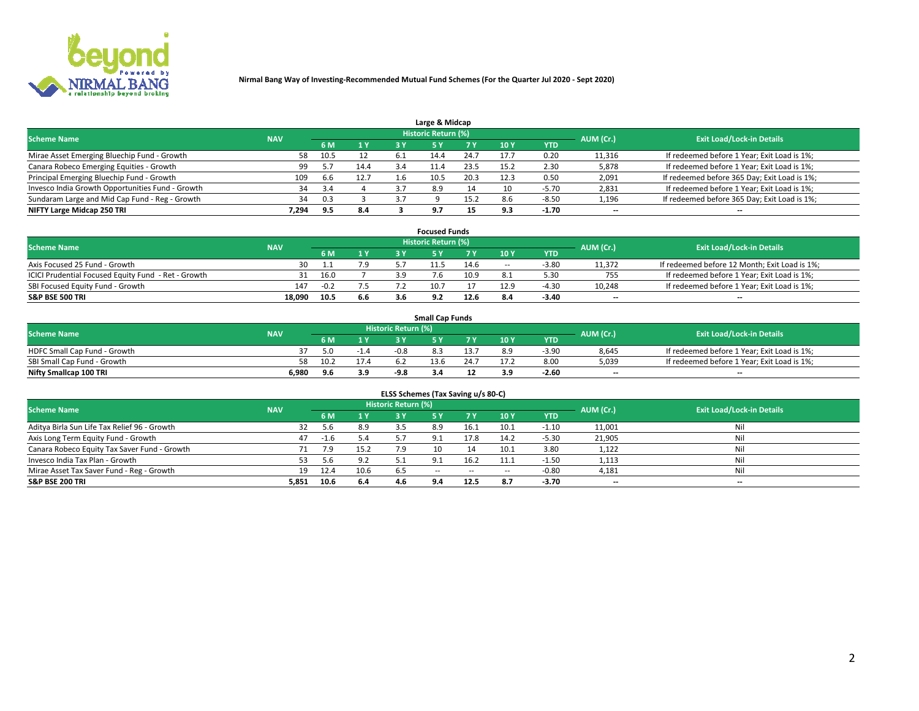Nirmal Bang Way of Investing-Recommended Mutual Fund Schemes (For the Quarter Jul 2020 - Sept 2020)

### Large & Midcap

| Scheme Name | NAV | Historic Return (%) | | | | | | | AUM (Cr.) | Exit Load/Lock-in Details |
|---|---|---|---|---|---|---|---|---|---|---|
| | | 6 M | 1 Y | 3 Y | 5 Y | 7 Y | 10 Y | YTD | | |
| Mirae Asset Emerging Bluechip Fund - Growth | 58 | 10.5 | 12 | 6.1 | 14.4 | 24.7 | 17.7 | 0.20 | 11,316 | If redeemed before 1 Year; Exit Load is 1%; |
| Canara Robeco Emerging Equities - Growth | 99 | 5.7 | 14.4 | 3.4 | 11.4 | 23.5 | 15.2 | 2.30 | 5,878 | If redeemed before 1 Year; Exit Load is 1%; |
| Principal Emerging Bluechip Fund - Growth | 109 | 6.6 | 12.7 | 1.6 | 10.5 | 20.3 | 12.3 | 0.50 | 2,091 | If redeemed before 365 Day; Exit Load is 1%; |
| Invesco India Growth Opportunities Fund - Growth | 34 | 3.4 | 4 | 3.7 | 8.9 | 14 | 10 | -5.70 | 2,831 | If redeemed before 1 Year; Exit Load is 1%; |
| Sundaram Large and Mid Cap Fund - Reg - Growth | 34 | 0.3 | 3 | 3.7 | 9 | 15.2 | 8.6 | -8.50 | 1,196 | If redeemed before 365 Day; Exit Load is 1%; |
| **NIFTY Large Midcap 250 TRI** | **7,294** | **9.5** | **8.4** | **3** | **9.7** | **15** | **9.3** | **-1.70** | **--** | **--** |

### Focused Funds

| Scheme Name | NAV | Historic Return (%) | | | | | | | AUM (Cr.) | Exit Load/Lock-in Details |
|---|---|---|---|---|---|---|---|---|---|---|
| | | 6 M | 1 Y | 3 Y | 5 Y | 7 Y | 10 Y | YTD | | |
| Axis Focused 25 Fund - Growth | 30 | 1.1 | 7.9 | 5.7 | 11.5 | 14.6 | -- | -3.80 | 11,372 | If redeemed before 12 Month; Exit Load is 1%; |
| ICICI Prudential Focused Equity Fund - Ret - Growth | 31 | 16.0 | 7 | 3.9 | 7.6 | 10.9 | 8.1 | 5.30 | 755 | If redeemed before 1 Year; Exit Load is 1%; |
| SBI Focused Equity Fund - Growth | 147 | -0.2 | 7.5 | 7.2 | 10.7 | 17 | 12.9 | -4.30 | 10,248 | If redeemed before 1 Year; Exit Load is 1%; |
| **S&P BSE 500 TRI** | **18,090** | **10.5** | **6.6** | **3.6** | **9.2** | **12.6** | **8.4** | **-3.40** | **--** | **--** |

### Small Cap Funds

| Scheme Name | NAV | Historic Return (%) | | | | | | | AUM (Cr.) | Exit Load/Lock-in Details |
|---|---|---|---|---|---|---|---|---|---|---|
| | | 6 M | 1 Y | 3 Y | 5 Y | 7 Y | 10 Y | YTD | | |
| HDFC Small Cap Fund - Growth | 37 | 5.0 | -1.4 | -0.8 | 8.3 | 13.7 | 8.9 | -3.90 | 8,645 | If redeemed before 1 Year; Exit Load is 1%; |
| SBI Small Cap Fund - Growth | 58 | 10.2 | 17.4 | 6.2 | 13.6 | 24.7 | 17.2 | 8.00 | 5,039 | If redeemed before 1 Year; Exit Load is 1%; |
| **Nifty Smallcap 100 TRI** | **6,980** | **9.6** | **3.9** | **-9.8** | **3.4** | **12** | **3.9** | **-2.60** | **--** | **--** |

### ELSS Schemes (Tax Saving u/s 80-C)

| Scheme Name | NAV | Historic Return (%) | | | | | | | AUM (Cr.) | Exit Load/Lock-in Details |
|---|---|---|---|---|---|---|---|---|---|---|
| | | 6 M | 1 Y | 3 Y | 5 Y | 7 Y | 10 Y | YTD | | |
| Aditya Birla Sun Life Tax Relief 96 - Growth | 32 | 5.6 | 8.9 | 3.5 | 8.9 | 16.1 | 10.1 | -1.10 | 11,001 | Nil |
| Axis Long Term Equity Fund - Growth | 47 | -1.6 | 5.4 | 5.7 | 9.1 | 17.8 | 14.2 | -5.30 | 21,905 | Nil |
| Canara Robeco Equity Tax Saver Fund - Growth | 71 | 7.9 | 15.2 | 7.9 | 10 | 14 | 10.1 | 3.80 | 1,122 | Nil |
| Invesco India Tax Plan - Growth | 53 | 5.6 | 9.2 | 5.1 | 9.1 | 16.2 | 11.1 | -1.50 | 1,113 | Nil |
| Mirae Asset Tax Saver Fund - Reg - Growth | 19 | 12.4 | 10.6 | 6.5 | -- | -- | -- | -0.80 | 4,181 | Nil |
| **S&P BSE 200 TRI** | **5,851** | **10.6** | **6.4** | **4.6** | **9.4** | **12.5** | **8.7** | **-3.70** | **--** | **--** |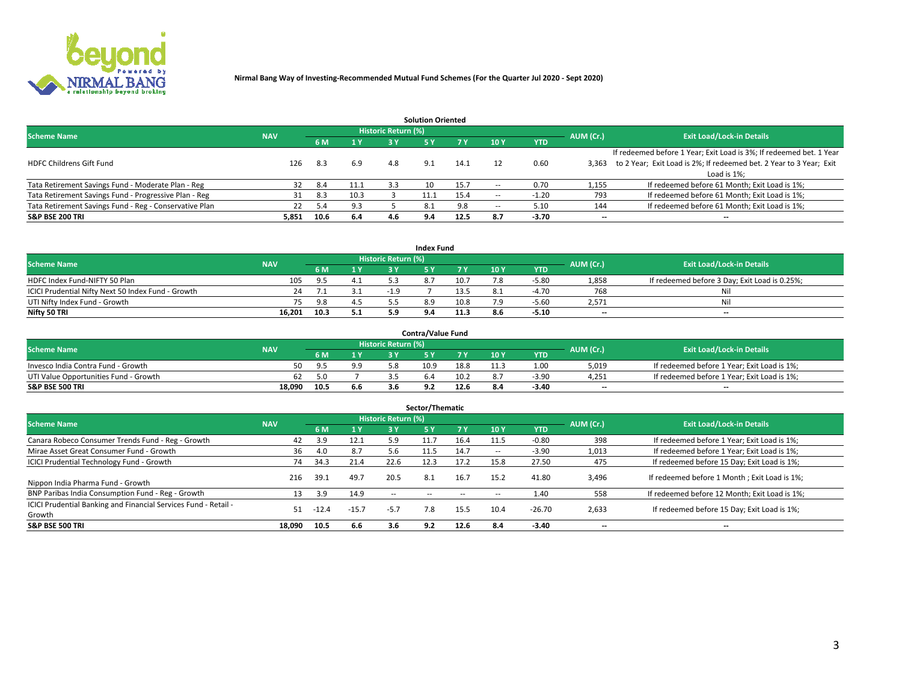**Nirmal Bang Way of Investing-Recommended Mutual Fund Schemes (For the Quarter Jul 2020 - Sept 2020)**

## Solution Oriented

| Scheme Name | NAV | Historic Return (%) | | | | | | | AUM (Cr.) | Exit Load/Lock-in Details |
|---|---|---|---|---|---|---|---|---|---|---|
| | | 6 M | 1 Y | 3 Y | 5 Y | 7 Y | 10 Y | YTD | | |
| HDFC Childrens Gift Fund | 126 | 8.3 | 6.9 | 4.8 | 9.1 | 14.1 | 12 | 0.60 | 3,363 | If redeemed before 1 Year; Exit Load is 3%; If redeemed bet. 1 Year to 2 Year; Exit Load is 2%; If redeemed bet. 2 Year to 3 Year; Exit Load is 1%; |
| Tata Retirement Savings Fund - Moderate Plan - Reg | 32 | 8.4 | 11.1 | 3.3 | 10 | 15.7 | -- | 0.70 | 1,155 | If redeemed before 61 Month; Exit Load is 1%; |
| Tata Retirement Savings Fund - Progressive Plan - Reg | 31 | 8.3 | 10.3 | 3 | 11.1 | 15.4 | -- | -1.20 | 793 | If redeemed before 61 Month; Exit Load is 1%; |
| Tata Retirement Savings Fund - Reg - Conservative Plan | 22 | 5.4 | 9.3 | 5 | 8.1 | 9.8 | -- | 5.10 | 144 | If redeemed before 61 Month; Exit Load is 1%; |
| **S&P BSE 200 TRI** | **5,851** | **10.6** | **6.4** | **4.6** | **9.4** | **12.5** | **8.7** | **-3.70** | **--** | **--** |

## Index Fund

| Scheme Name | NAV | Historic Return (%) | | | | | | | AUM (Cr.) | Exit Load/Lock-in Details |
|---|---|---|---|---|---|---|---|---|---|---|
| | | 6 M | 1 Y | 3 Y | 5 Y | 7 Y | 10 Y | YTD | | |
| HDFC Index Fund-NIFTY 50 Plan | 105 | 9.5 | 4.1 | 5.3 | 8.7 | 10.7 | 7.8 | -5.80 | 1,858 | If redeemed before 3 Day; Exit Load is 0.25%; |
| ICICI Prudential Nifty Next 50 Index Fund - Growth | 24 | 7.1 | 3.1 | -1.9 | 7 | 13.5 | 8.1 | -4.70 | 768 | Nil |
| UTI Nifty Index Fund - Growth | 75 | 9.8 | 4.5 | 5.5 | 8.9 | 10.8 | 7.9 | -5.60 | 2,571 | Nil |
| **Nifty 50 TRI** | **16,201** | **10.3** | **5.1** | **5.9** | **9.4** | **11.3** | **8.6** | **-5.10** | **--** | **--** |

## Contra/Value Fund

| Scheme Name | NAV | Historic Return (%) | | | | | | | AUM (Cr.) | Exit Load/Lock-in Details |
|---|---|---|---|---|---|---|---|---|---|---|
| | | 6 M | 1 Y | 3 Y | 5 Y | 7 Y | 10 Y | YTD | | |
| Invesco India Contra Fund - Growth | 50 | 9.5 | 9.9 | 5.8 | 10.9 | 18.8 | 11.3 | 1.00 | 5,019 | If redeemed before 1 Year; Exit Load is 1%; |
| UTI Value Opportunities Fund - Growth | 62 | 5.0 | 7 | 3.5 | 6.4 | 10.2 | 8.7 | -3.90 | 4,251 | If redeemed before 1 Year; Exit Load is 1%; |
| **S&P BSE 500 TRI** | **18,090** | **10.5** | **6.6** | **3.6** | **9.2** | **12.6** | **8.4** | **-3.40** | **--** | **--** |

## Sector/Thematic

| Scheme Name | NAV | Historic Return (%) | | | | | | | AUM (Cr.) | Exit Load/Lock-in Details |
|---|---|---|---|---|---|---|---|---|---|---|
| | | 6 M | 1 Y | 3 Y | 5 Y | 7 Y | 10 Y | YTD | | |
| Canara Robeco Consumer Trends Fund - Reg - Growth | 42 | 3.9 | 12.1 | 5.9 | 11.7 | 16.4 | 11.5 | -0.80 | 398 | If redeemed before 1 Year; Exit Load is 1%; |
| Mirae Asset Great Consumer Fund - Growth | 36 | 4.0 | 8.7 | 5.6 | 11.5 | 14.7 | -- | -3.90 | 1,013 | If redeemed before 1 Year; Exit Load is 1%; |
| ICICI Prudential Technology Fund - Growth | 74 | 34.3 | 21.4 | 22.6 | 12.3 | 17.2 | 15.8 | 27.50 | 475 | If redeemed before 15 Day; Exit Load is 1%; |
| Nippon India Pharma Fund - Growth | 216 | 39.1 | 49.7 | 20.5 | 8.1 | 16.7 | 15.2 | 41.80 | 3,496 | If redeemed before 1 Month ; Exit Load is 1%; |
| BNP Paribas India Consumption Fund - Reg - Growth | 13 | 3.9 | 14.9 | -- | -- | -- | -- | 1.40 | 558 | If redeemed before 12 Month; Exit Load is 1%; |
| ICICI Prudential Banking and Financial Services Fund - Retail - Growth | 51 | -12.4 | -15.7 | -5.7 | 7.8 | 15.5 | 10.4 | -26.70 | 2,633 | If redeemed before 15 Day; Exit Load is 1%; |
| **S&P BSE 500 TRI** | **18,090** | **10.5** | **6.6** | **3.6** | **9.2** | **12.6** | **8.4** | **-3.40** | **--** | **--** |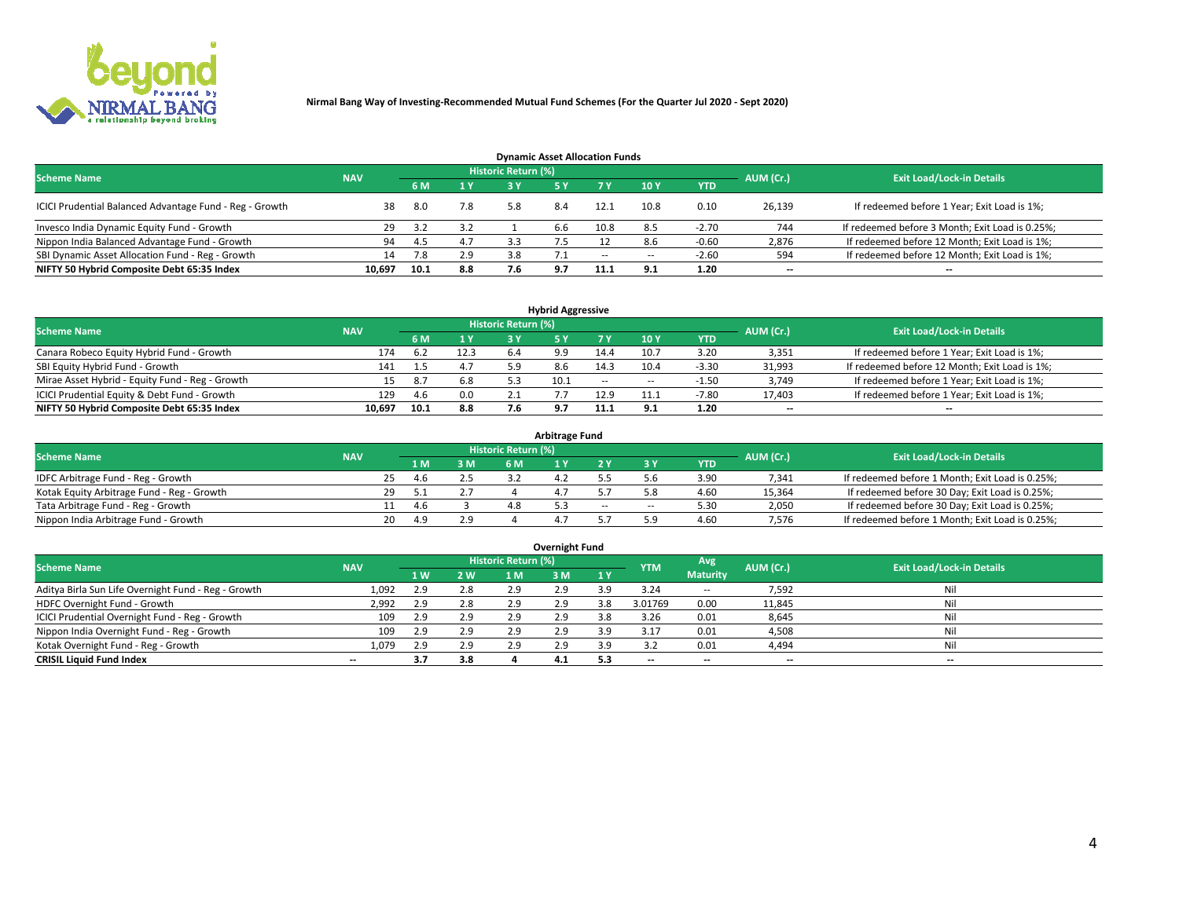**Nirmal Bang Way of Investing-Recommended Mutual Fund Schemes (For the Quarter Jul 2020 - Sept 2020)**

## Dynamic Asset Allocation Funds

| Scheme Name | NAV | Historic Return (%) | | | | | | | AUM (Cr.) | Exit Load/Lock-in Details |
|---|---|---|---|---|---|---|---|---|---|---|
| | | 6 M | 1 Y | 3 Y | 5 Y | 7 Y | 10 Y | YTD | | |
| ICICI Prudential Balanced Advantage Fund - Reg - Growth | 38 | 8.0 | 7.8 | 5.8 | 8.4 | 12.1 | 10.8 | 0.10 | 26,139 | If redeemed before 1 Year; Exit Load is 1%; |
| Invesco India Dynamic Equity Fund - Growth | 29 | 3.2 | 3.2 | 1 | 6.6 | 10.8 | 8.5 | -2.70 | 744 | If redeemed before 3 Month; Exit Load is 0.25%; |
| Nippon India Balanced Advantage Fund - Growth | 94 | 4.5 | 4.7 | 3.3 | 7.5 | 12 | 8.6 | -0.60 | 2,876 | If redeemed before 12 Month; Exit Load is 1%; |
| SBI Dynamic Asset Allocation Fund - Reg - Growth | 14 | 7.8 | 2.9 | 3.8 | 7.1 | -- | -- | -2.60 | 594 | If redeemed before 12 Month; Exit Load is 1%; |
| **NIFTY 50 Hybrid Composite Debt 65:35 Index** | **10,697** | **10.1** | **8.8** | **7.6** | **9.7** | **11.1** | **9.1** | **1.20** | **--** | **--** |

## Hybrid Aggressive

| Scheme Name | NAV | Historic Return (%) | | | | | | | AUM (Cr.) | Exit Load/Lock-in Details |
|---|---|---|---|---|---|---|---|---|---|---|
| | | 6 M | 1 Y | 3 Y | 5 Y | 7 Y | 10 Y | YTD | | |
| Canara Robeco Equity Hybrid Fund - Growth | 174 | 6.2 | 12.3 | 6.4 | 9.9 | 14.4 | 10.7 | 3.20 | 3,351 | If redeemed before 1 Year; Exit Load is 1%; |
| SBI Equity Hybrid Fund - Growth | 141 | 1.5 | 4.7 | 5.9 | 8.6 | 14.3 | 10.4 | -3.30 | 31,993 | If redeemed before 12 Month; Exit Load is 1%; |
| Mirae Asset Hybrid - Equity Fund - Reg - Growth | 15 | 8.7 | 6.8 | 5.3 | 10.1 | -- | -- | -1.50 | 3,749 | If redeemed before 1 Year; Exit Load is 1%; |
| ICICI Prudential Equity & Debt Fund - Growth | 129 | 4.6 | 0.0 | 2.1 | 7.7 | 12.9 | 11.1 | -7.80 | 17,403 | If redeemed before 1 Year; Exit Load is 1%; |
| **NIFTY 50 Hybrid Composite Debt 65:35 Index** | **10,697** | **10.1** | **8.8** | **7.6** | **9.7** | **11.1** | **9.1** | **1.20** | **--** | **--** |

## Arbitrage Fund

| Scheme Name | NAV | Historic Return (%) | | | | | | | AUM (Cr.) | Exit Load/Lock-in Details |
|---|---|---|---|---|---|---|---|---|---|---|
| | | 1 M | 3 M | 6 M | 1 Y | 2 Y | 3 Y | YTD | | |
| IDFC Arbitrage Fund - Reg - Growth | 25 | 4.6 | 2.5 | 3.2 | 4.2 | 5.5 | 5.6 | 3.90 | 7,341 | If redeemed before 1 Month; Exit Load is 0.25%; |
| Kotak Equity Arbitrage Fund - Reg - Growth | 29 | 5.1 | 2.7 | 4 | 4.7 | 5.7 | 5.8 | 4.60 | 15,364 | If redeemed before 30 Day; Exit Load is 0.25%; |
| Tata Arbitrage Fund - Reg - Growth | 11 | 4.6 | 3 | 4.8 | 5.3 | -- | -- | 5.30 | 2,050 | If redeemed before 30 Day; Exit Load is 0.25%; |
| Nippon India Arbitrage Fund - Growth | 20 | 4.9 | 2.9 | 4 | 4.7 | 5.7 | 5.9 | 4.60 | 7,576 | If redeemed before 1 Month; Exit Load is 0.25%; |

## Overnight Fund

| Scheme Name | NAV | Historic Return (%) | | | | | YTM | Avg Maturity | AUM (Cr.) | Exit Load/Lock-in Details |
|---|---|---|---|---|---|---|---|---|---|---|
| | | 1 W | 2 W | 1 M | 3 M | 1 Y | | | | |
| Aditya Birla Sun Life Overnight Fund - Reg - Growth | 1,092 | 2.9 | 2.8 | 2.9 | 2.9 | 3.9 | 3.24 | -- | 7,592 | Nil |
| HDFC Overnight Fund - Growth | 2,992 | 2.9 | 2.8 | 2.9 | 2.9 | 3.8 | 3.01769 | 0.00 | 11,845 | Nil |
| ICICI Prudential Overnight Fund - Reg - Growth | 109 | 2.9 | 2.9 | 2.9 | 2.9 | 3.8 | 3.26 | 0.01 | 8,645 | Nil |
| Nippon India Overnight Fund - Reg - Growth | 109 | 2.9 | 2.9 | 2.9 | 2.9 | 3.9 | 3.17 | 0.01 | 4,508 | Nil |
| Kotak Overnight Fund - Reg - Growth | 1,079 | 2.9 | 2.9 | 2.9 | 2.9 | 3.9 | 3.2 | 0.01 | 4,494 | Nil |
| **CRISIL Liquid Fund Index** | **--** | **3.7** | **3.8** | **4** | **4.1** | **5.3** | **--** | **--** | **--** | **--** |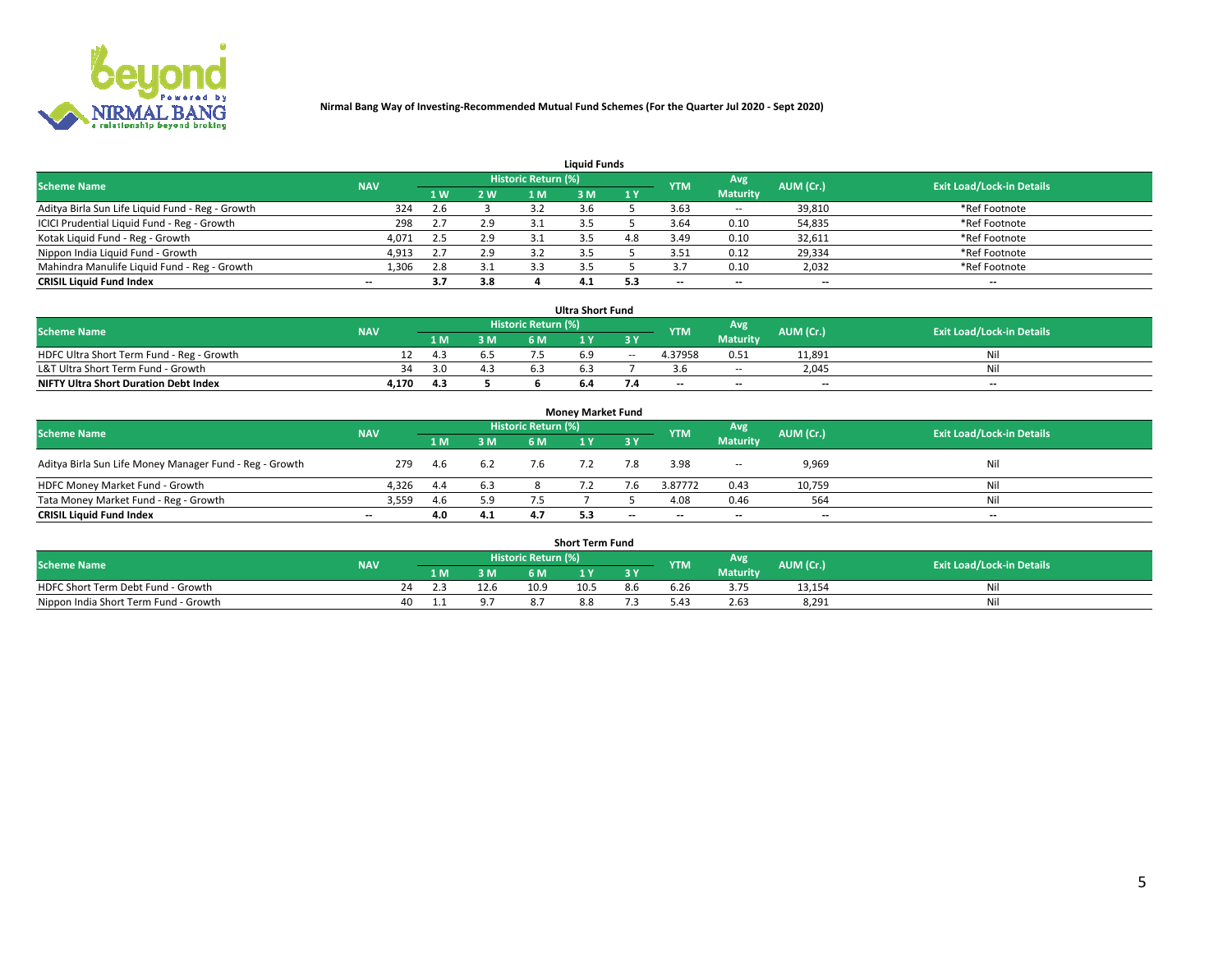**Nirmal Bang Way of Investing-Recommended Mutual Fund Schemes (For the Quarter Jul 2020 - Sept 2020)**

## Liquid Funds

| Scheme Name | NAV | Historic Return (%) | | | | | YTM | Avg Maturity | AUM (Cr.) | Exit Load/Lock-in Details |
|---|---|---|---|---|---|---|---|---|---|---|
| | | 1 W | 2 W | 1 M | 3 M | 1 Y | | | | |
| Aditya Birla Sun Life Liquid Fund - Reg - Growth | 324 | 2.6 | 3 | 3.2 | 3.6 | 5 | 3.63 | -- | 39,810 | *Ref Footnote |
| ICICI Prudential Liquid Fund - Reg - Growth | 298 | 2.7 | 2.9 | 3.1 | 3.5 | 5 | 3.64 | 0.10 | 54,835 | *Ref Footnote |
| Kotak Liquid Fund - Reg - Growth | 4,071 | 2.5 | 2.9 | 3.1 | 3.5 | 4.8 | 3.49 | 0.10 | 32,611 | *Ref Footnote |
| Nippon India Liquid Fund - Growth | 4,913 | 2.7 | 2.9 | 3.2 | 3.5 | 5 | 3.51 | 0.12 | 29,334 | *Ref Footnote |
| Mahindra Manulife Liquid Fund - Reg - Growth | 1,306 | 2.8 | 3.1 | 3.3 | 3.5 | 5 | 3.7 | 0.10 | 2,032 | *Ref Footnote |
| **CRISIL Liquid Fund Index** | -- | **3.7** | **3.8** | **4** | **4.1** | **5.3** | -- | -- | -- | -- |

## Ultra Short Fund

| Scheme Name | NAV | Historic Return (%) | | | | | YTM | Avg Maturity | AUM (Cr.) | Exit Load/Lock-in Details |
|---|---|---|---|---|---|---|---|---|---|---|
| | | 1 M | 3 M | 6 M | 1 Y | 3 Y | | | | |
| HDFC Ultra Short Term Fund - Reg - Growth | 12 | 4.3 | 6.5 | 7.5 | 6.9 | -- | 4.37958 | 0.51 | 11,891 | Nil |
| L&T Ultra Short Term Fund - Growth | 34 | 3.0 | 4.3 | 6.3 | 6.3 | 7 | 3.6 | -- | 2,045 | Nil |
| **NIFTY Ultra Short Duration Debt Index** | **4,170** | **4.3** | **5** | **6** | **6.4** | **7.4** | -- | -- | -- | -- |

## Money Market Fund

| Scheme Name | NAV | Historic Return (%) | | | | | YTM | Avg Maturity | AUM (Cr.) | Exit Load/Lock-in Details |
|---|---|---|---|---|---|---|---|---|---|---|
| | | 1 M | 3 M | 6 M | 1 Y | 3 Y | | | | |
| Aditya Birla Sun Life Money Manager Fund - Reg - Growth | 279 | 4.6 | 6.2 | 7.6 | 7.2 | 7.8 | 3.98 | -- | 9,969 | Nil |
| HDFC Money Market Fund - Growth | 4,326 | 4.4 | 6.3 | 8 | 7.2 | 7.6 | 3.87772 | 0.43 | 10,759 | Nil |
| Tata Money Market Fund - Reg - Growth | 3,559 | 4.6 | 5.9 | 7.5 | 7 | 5 | 4.08 | 0.46 | 564 | Nil |
| **CRISIL Liquid Fund Index** | -- | **4.0** | **4.1** | **4.7** | **5.3** | -- | -- | -- | -- | -- |

## Short Term Fund

| Scheme Name | NAV | Historic Return (%) | | | | | YTM | Avg Maturity | AUM (Cr.) | Exit Load/Lock-in Details |
|---|---|---|---|---|---|---|---|---|---|---|
| | | 1 M | 3 M | 6 M | 1 Y | 3 Y | | | | |
| HDFC Short Term Debt Fund - Growth | 24 | 2.3 | 12.6 | 10.9 | 10.5 | 8.6 | 6.26 | 3.75 | 13,154 | Nil |
| Nippon India Short Term Fund - Growth | 40 | 1.1 | 9.7 | 8.7 | 8.8 | 7.3 | 5.43 | 2.63 | 8,291 | Nil |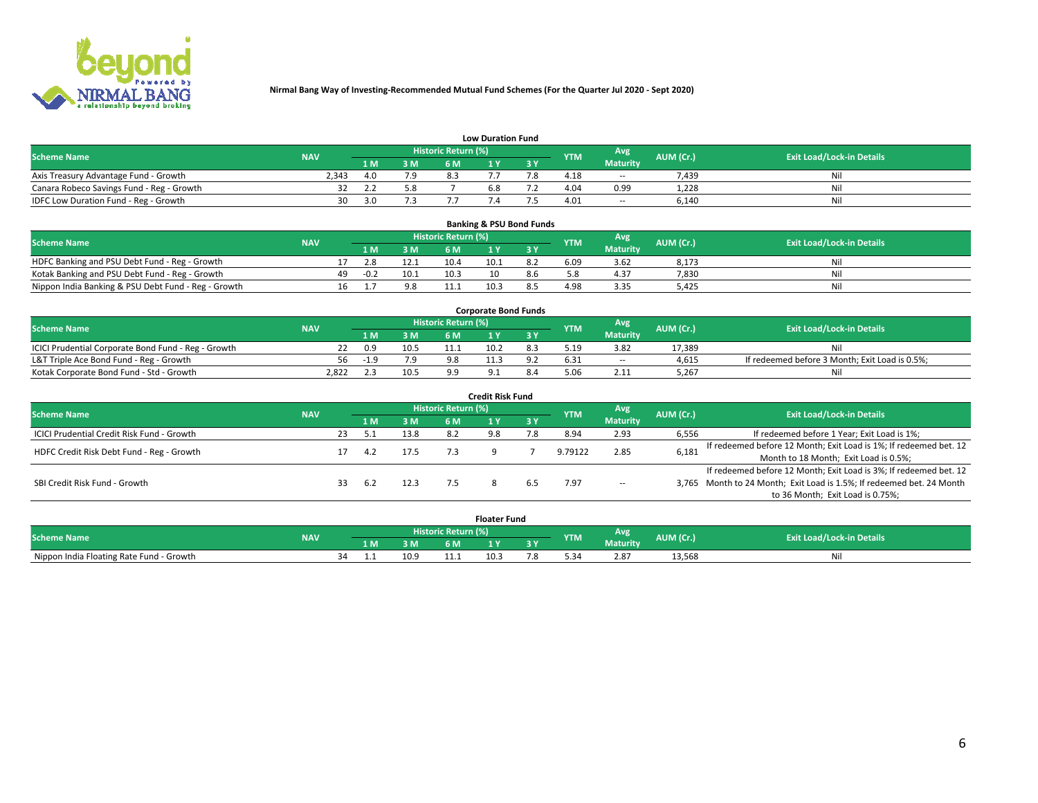**Nirmal Bang Way of Investing-Recommended Mutual Fund Schemes (For the Quarter Jul 2020 - Sept 2020)**

### Low Duration Fund

| Scheme Name | NAV | Historic Return (%) 1 M | 3 M | 6 M | 1 Y | 3 Y | YTM | Avg Maturity | AUM (Cr.) | Exit Load/Lock-in Details |
|---|---|---|---|---|---|---|---|---|---|---|
| Axis Treasury Advantage Fund - Growth | 2,343 | 4.0 | 7.9 | 8.3 | 7.7 | 7.8 | 4.18 | -- | 7,439 | Nil |
| Canara Robeco Savings Fund - Reg - Growth | 32 | 2.2 | 5.8 | 7 | 6.8 | 7.2 | 4.04 | 0.99 | 1,228 | Nil |
| IDFC Low Duration Fund - Reg - Growth | 30 | 3.0 | 7.3 | 7.7 | 7.4 | 7.5 | 4.01 | -- | 6,140 | Nil |

### Banking & PSU Bond Funds

| Scheme Name | NAV | Historic Return (%) 1 M | 3 M | 6 M | 1 Y | 3 Y | YTM | Avg Maturity | AUM (Cr.) | Exit Load/Lock-in Details |
|---|---|---|---|---|---|---|---|---|---|---|
| HDFC Banking and PSU Debt Fund - Reg - Growth | 17 | 2.8 | 12.1 | 10.4 | 10.1 | 8.2 | 6.09 | 3.62 | 8,173 | Nil |
| Kotak Banking and PSU Debt Fund - Reg - Growth | 49 | -0.2 | 10.1 | 10.3 | 10 | 8.6 | 5.8 | 4.37 | 7,830 | Nil |
| Nippon India Banking & PSU Debt Fund - Reg - Growth | 16 | 1.7 | 9.8 | 11.1 | 10.3 | 8.5 | 4.98 | 3.35 | 5,425 | Nil |

### Corporate Bond Funds

| Scheme Name | NAV | Historic Return (%) 1 M | 3 M | 6 M | 1 Y | 3 Y | YTM | Avg Maturity | AUM (Cr.) | Exit Load/Lock-in Details |
|---|---|---|---|---|---|---|---|---|---|---|
| ICICI Prudential Corporate Bond Fund - Reg - Growth | 22 | 0.9 | 10.5 | 11.1 | 10.2 | 8.3 | 5.19 | 3.82 | 17,389 | Nil |
| L&T Triple Ace Bond Fund - Reg - Growth | 56 | -1.9 | 7.9 | 9.8 | 11.3 | 9.2 | 6.31 | -- | 4,615 | If redeemed before 3 Month; Exit Load is 0.5%; |
| Kotak Corporate Bond Fund - Std - Growth | 2,822 | 2.3 | 10.5 | 9.9 | 9.1 | 8.4 | 5.06 | 2.11 | 5,267 | Nil |

### Credit Risk Fund

| Scheme Name | NAV | Historic Return (%) 1 M | 3 M | 6 M | 1 Y | 3 Y | YTM | Avg Maturity | AUM (Cr.) | Exit Load/Lock-in Details |
|---|---|---|---|---|---|---|---|---|---|---|
| ICICI Prudential Credit Risk Fund - Growth | 23 | 5.1 | 13.8 | 8.2 | 9.8 | 7.8 | 8.94 | 2.93 | 6,556 | If redeemed before 1 Year; Exit Load is 1%; |
| HDFC Credit Risk Debt Fund - Reg - Growth | 17 | 4.2 | 17.5 | 7.3 | 9 | 7 | 9.79122 | 2.85 | 6,181 | If redeemed before 12 Month; Exit Load is 1%; If redeemed bet. 12 Month to 18 Month; Exit Load is 0.5%; |
| SBI Credit Risk Fund - Growth | 33 | 6.2 | 12.3 | 7.5 | 8 | 6.5 | 7.97 | -- | 3,765 | If redeemed before 12 Month; Exit Load is 3%; If redeemed bet. 12 Month to 24 Month; Exit Load is 1.5%; If redeemed bet. 24 Month to 36 Month; Exit Load is 0.75%; |

### Floater Fund

| Scheme Name | NAV | Historic Return (%) 1 M | 3 M | 6 M | 1 Y | 3 Y | YTM | Avg Maturity | AUM (Cr.) | Exit Load/Lock-in Details |
|---|---|---|---|---|---|---|---|---|---|---|
| Nippon India Floating Rate Fund - Growth | 34 | 1.1 | 10.9 | 11.1 | 10.3 | 7.8 | 5.34 | 2.87 | 13,568 | Nil |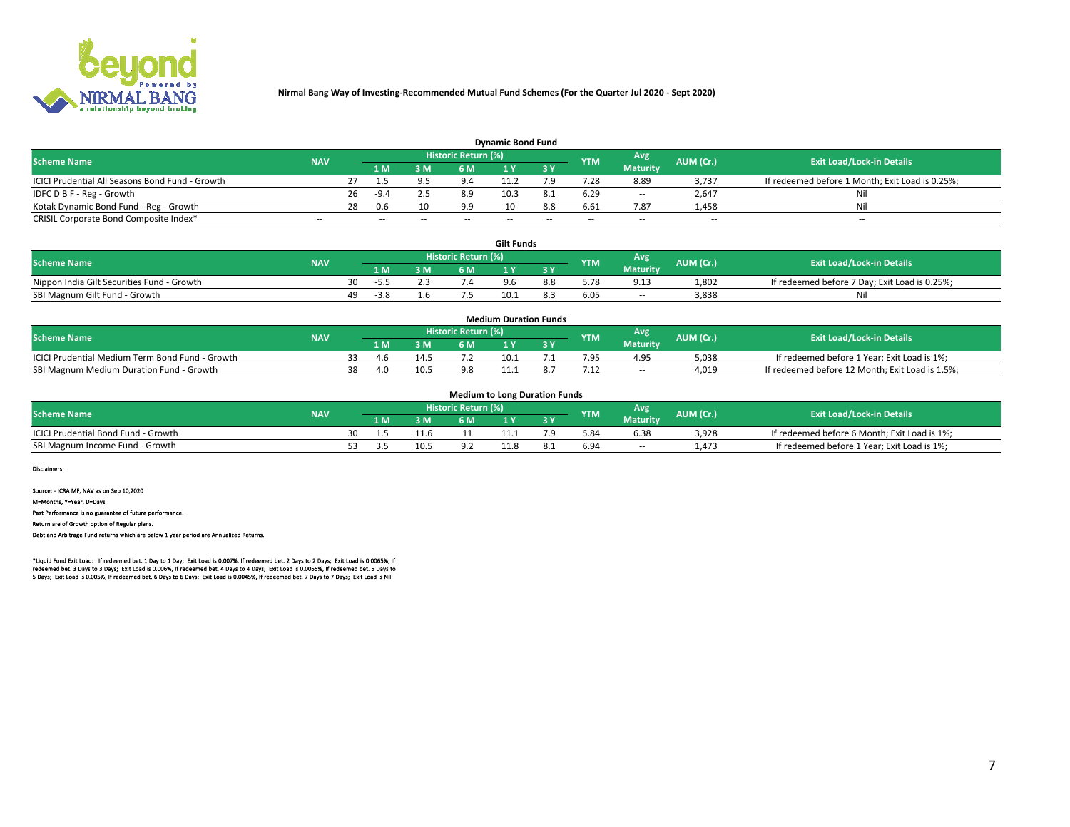Nirmal Bang Way of Investing-Recommended Mutual Fund Schemes (For the Quarter Jul 2020 - Sept 2020)

### Dynamic Bond Fund

| Scheme Name | NAV | Historic Return (%) | | | | | YTM | Avg Maturity | AUM (Cr.) | Exit Load/Lock-in Details |
|---|---|---|---|---|---|---|---|---|---|---|
| | | 1 M | 3 M | 6 M | 1 Y | 3 Y | | | | |
| ICICI Prudential All Seasons Bond Fund - Growth | 27 | 1.5 | 9.5 | 9.4 | 11.2 | 7.9 | 7.28 | 8.89 | 3,737 | If redeemed before 1 Month; Exit Load is 0.25%; |
| IDFC D B F - Reg - Growth | 26 | -9.4 | 2.5 | 8.9 | 10.3 | 8.1 | 6.29 | -- | 2,647 | Nil |
| Kotak Dynamic Bond Fund - Reg - Growth | 28 | 0.6 | 10 | 9.9 | 10 | 8.8 | 6.61 | 7.87 | 1,458 | Nil |
| CRISIL Corporate Bond Composite Index* | -- | -- | -- | -- | -- | -- | -- | -- | -- | -- |

### Gilt Funds

| Scheme Name | NAV | Historic Return (%) | | | | | YTM | Avg Maturity | AUM (Cr.) | Exit Load/Lock-in Details |
|---|---|---|---|---|---|---|---|---|---|---|
| | | 1 M | 3 M | 6 M | 1 Y | 3 Y | | | | |
| Nippon India Gilt Securities Fund - Growth | 30 | -5.5 | 2.3 | 7.4 | 9.6 | 8.8 | 5.78 | 9.13 | 1,802 | If redeemed before 7 Day; Exit Load is 0.25%; |
| SBI Magnum Gilt Fund - Growth | 49 | -3.8 | 1.6 | 7.5 | 10.1 | 8.3 | 6.05 | -- | 3,838 | Nil |

### Medium Duration Funds

| Scheme Name | NAV | Historic Return (%) | | | | | YTM | Avg Maturity | AUM (Cr.) | Exit Load/Lock-in Details |
|---|---|---|---|---|---|---|---|---|---|---|
| | | 1 M | 3 M | 6 M | 1 Y | 3 Y | | | | |
| ICICI Prudential Medium Term Bond Fund - Growth | 33 | 4.6 | 14.5 | 7.2 | 10.1 | 7.1 | 7.95 | 4.95 | 5,038 | If redeemed before 1 Year; Exit Load is 1%; |
| SBI Magnum Medium Duration Fund - Growth | 38 | 4.0 | 10.5 | 9.8 | 11.1 | 8.7 | 7.12 | -- | 4,019 | If redeemed before 12 Month; Exit Load is 1.5%; |

### Medium to Long Duration Funds

| Scheme Name | NAV | Historic Return (%) | | | | | YTM | Avg Maturity | AUM (Cr.) | Exit Load/Lock-in Details |
|---|---|---|---|---|---|---|---|---|---|---|
| | | 1 M | 3 M | 6 M | 1 Y | 3 Y | | | | |
| ICICI Prudential Bond Fund - Growth | 30 | 1.5 | 11.6 | 11 | 11.1 | 7.9 | 5.84 | 6.38 | 3,928 | If redeemed before 6 Month; Exit Load is 1%; |
| SBI Magnum Income Fund - Growth | 53 | 3.5 | 10.5 | 9.2 | 11.8 | 8.1 | 6.94 | -- | 1,473 | If redeemed before 1 Year; Exit Load is 1%; |

Disclaimers:

Source: - ICRA MF, NAV as on Sep 10,2020

M=Months, Y=Year, D=Days

Past Performance is no guarantee of future performance.

Return are of Growth option of Regular plans.

Debt and Arbitrage Fund returns which are below 1 year period are Annualized Returns.

*Liquid Fund Exit Load: If redeemed bet. 1 Day to 1 Day; Exit Load is 0.007%, If redeemed bet. 2 Days to 2 Days; Exit Load is 0.0065%, If redeemed bet. 3 Days to 3 Days; Exit Load is 0.006%, If redeemed bet. 4 Days to 4 Days; Exit Load is 0.0055%, If redeemed bet. 5 Days to 5 Days; Exit Load is 0.005%, If redeemed bet. 6 Days to 6 Days; Exit Load is 0.0045%, If redeemed bet. 7 Days to 7 Days; Exit Load is Nil